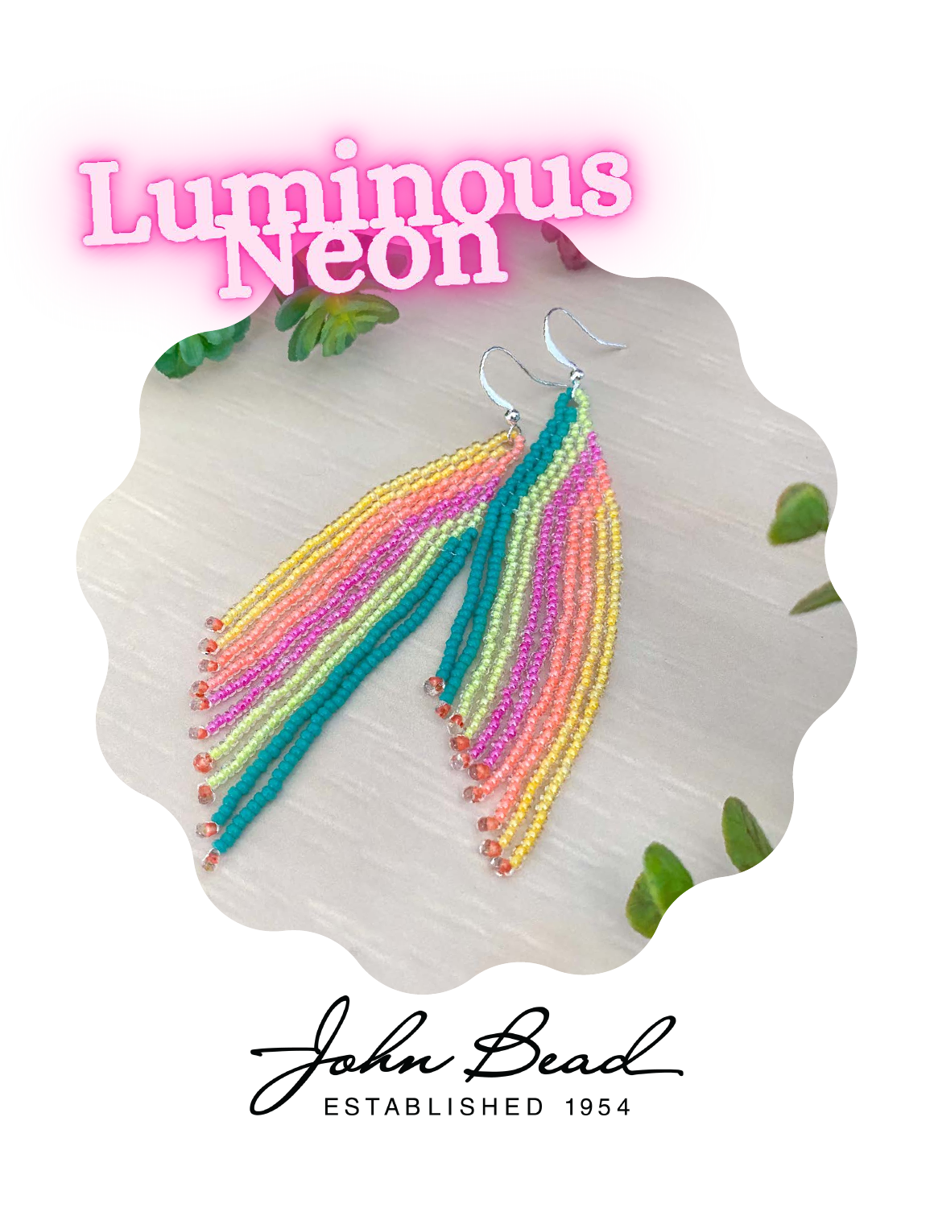# Luminous Neon

John Bead

ESTABLISHED 1954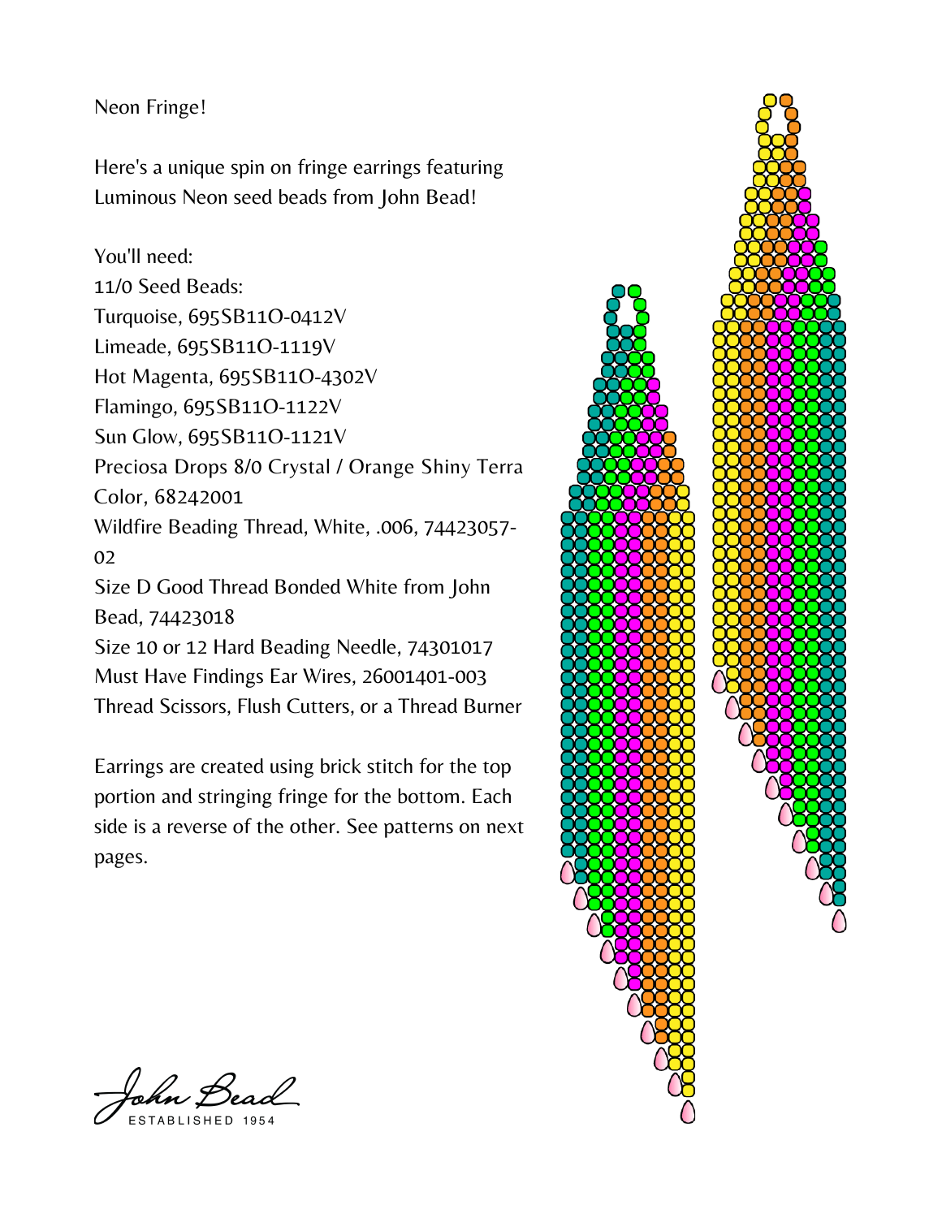Neon Fringe!

Here's a unique spin on fringe earrings featuring Luminous Neon seed beads from John Bead!

You'll need:

11/0 Seed Beads:

Turquoise, 695SB11O-0412V

Limeade, 695SB11O-1119V

Hot Magenta, 695SB11O-4302V

Flamingo, 695SB11O-1122V

Sun Glow, 695SB11O-1121V

Preciosa Drops 8/0 Crystal / Orange Shiny Terra Color, 68242001

Wildfire Beading Thread, White, .006, 74423057-02

Size D Good Thread Bonded White from John Bead, 74423018

Size 10 or 12 Hard Beading Needle, 74301017

Must Have Findings Ear Wires, 26001401-003

Thread Scissors, Flush Cutters, or a Thread Burner

Earrings are created using brick stitch for the top portion and stringing fringe for the bottom. Each side is a reverse of the other. See patterns on next pages.

John Bead
ESTABLISHED 1954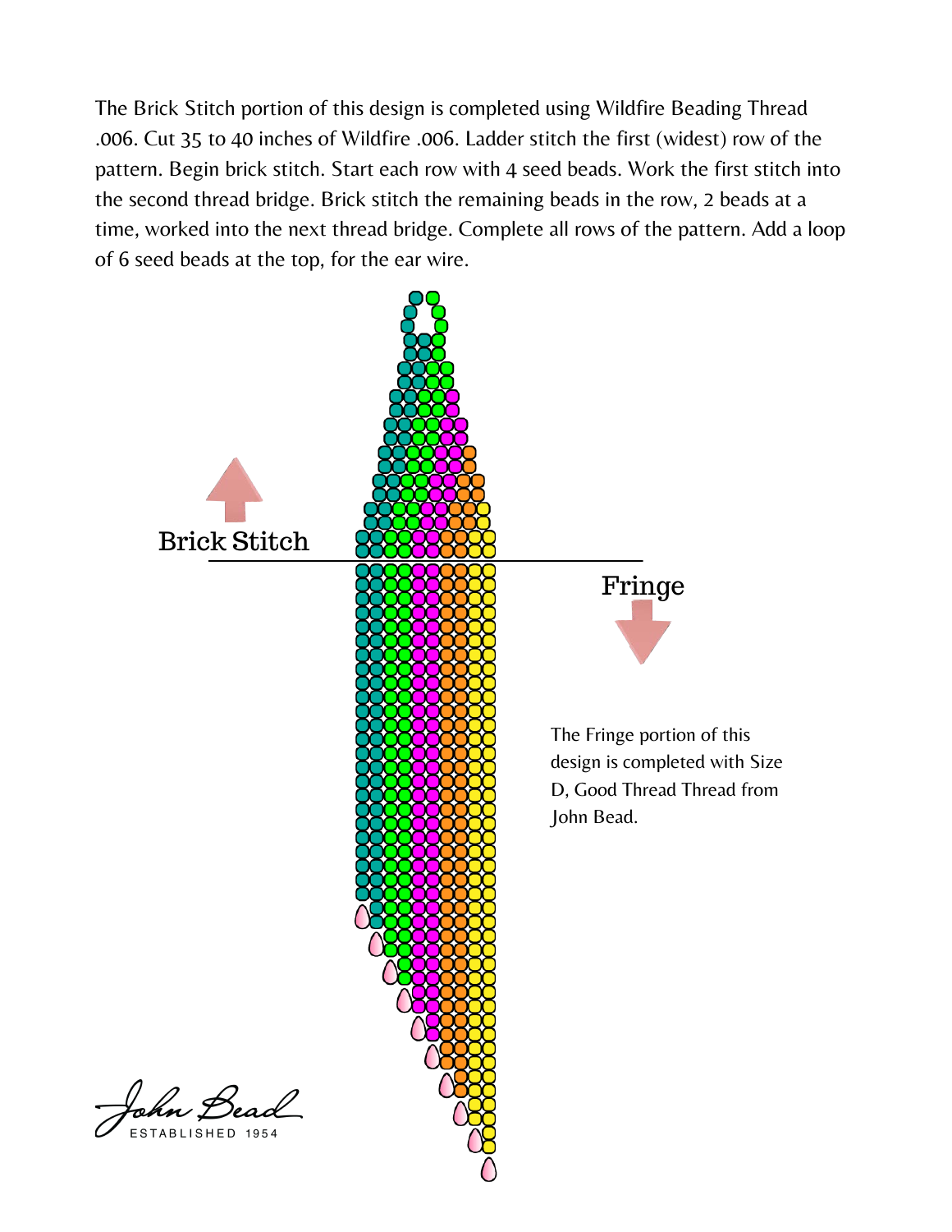The Brick Stitch portion of this design is completed using Wildfire Beading Thread .006. Cut 35 to 40 inches of Wildfire .006. Ladder stitch the first (widest) row of the pattern. Begin brick stitch. Start each row with 4 seed beads. Work the first stitch into the second thread bridge. Brick stitch the remaining beads in the row, 2 beads at a time, worked into the next thread bridge. Complete all rows of the pattern. Add a loop of 6 seed beads at the top, for the ear wire.

Brick Stitch

Fringe

The Fringe portion of this design is completed with Size D, Good Thread Thread from John Bead.

John Bead
ESTABLISHED 1954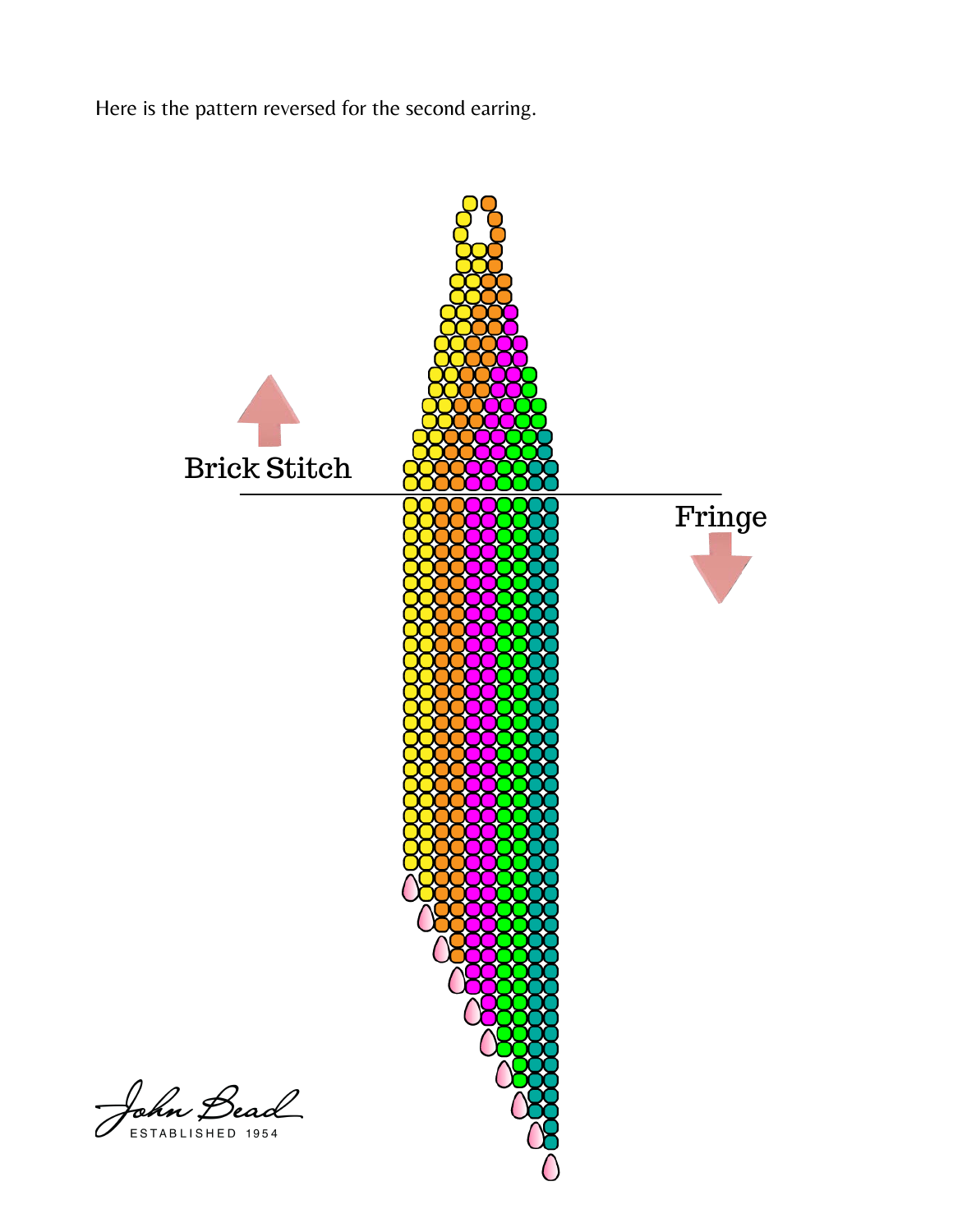Here is the pattern reversed for the second earring.

Brick Stitch

Fringe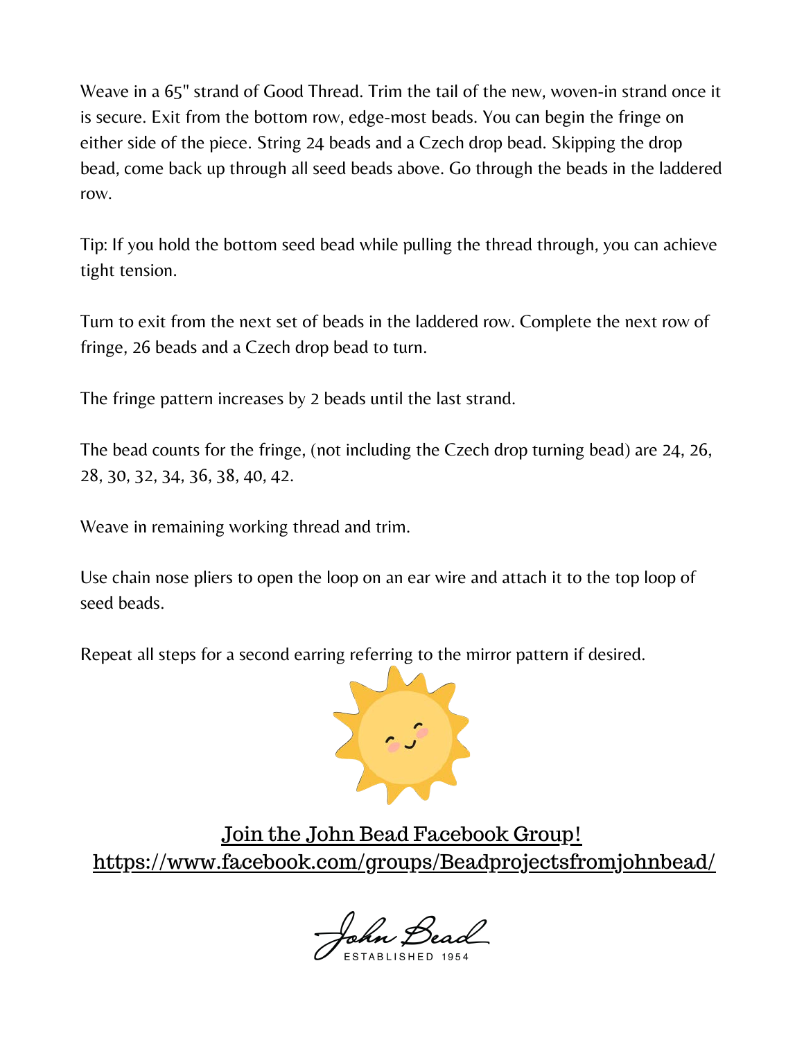Weave in a 65" strand of Good Thread. Trim the tail of the new, woven-in strand once it is secure. Exit from the bottom row, edge-most beads. You can begin the fringe on either side of the piece. String 24 beads and a Czech drop bead. Skipping the drop bead, come back up through all seed beads above. Go through the beads in the laddered row.

Tip: If you hold the bottom seed bead while pulling the thread through, you can achieve tight tension.

Turn to exit from the next set of beads in the laddered row. Complete the next row of fringe, 26 beads and a Czech drop bead to turn.

The fringe pattern increases by 2 beads until the last strand.

The bead counts for the fringe, (not including the Czech drop turning bead) are 24, 26, 28, 30, 32, 34, 36, 38, 40, 42.

Weave in remaining working thread and trim.

Use chain nose pliers to open the loop on an ear wire and attach it to the top loop of seed beads.

Repeat all steps for a second earring referring to the mirror pattern if desired.

Join the John Bead Facebook Group!
https://www.facebook.com/groups/Beadprojectsfromjohnbead/

John Bead
ESTABLISHED 1954